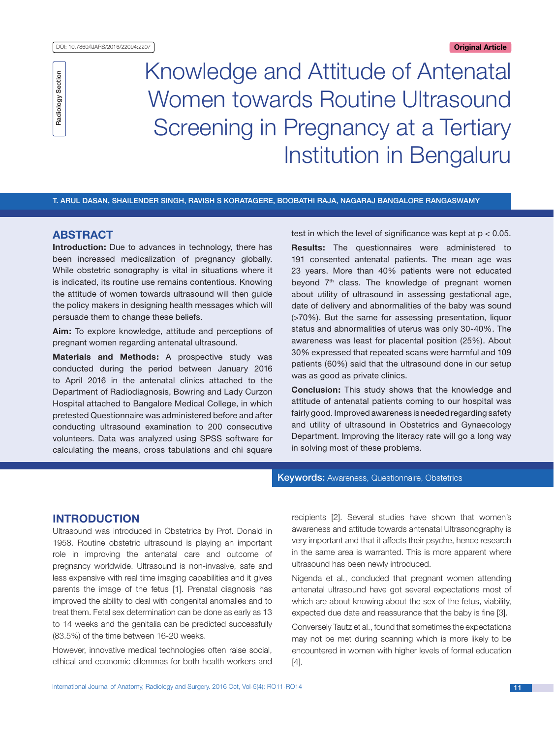DOI: 10.7860/IJARS/2016/22094:2207

Original Article

Radiology Section

# Knowledge and Attitude of Antenatal Women towards Routine Ultrasound Screening in Pregnancy at a Tertiary Institution in Bengaluru

T. ARUL DASAN, SHAILENDER SINGH, RAVISH S KORATAGERE, BOOBATHI RAJA, NAGARAJ BANGALORE RANGASWAMY

## ABSTRACT

**Introduction:** Due to advances in technology, there has been increased medicalization of pregnancy globally. While obstetric sonography is vital in situations where it is indicated, its routine use remains contentious. Knowing the attitude of women towards ultrasound will then guide the policy makers in designing health messages which will persuade them to change these beliefs.

**Aim:** To explore knowledge, attitude and perceptions of pregnant women regarding antenatal ultrasound.

**Materials and Methods:** A prospective study was conducted during the period between January 2016 to April 2016 in the antenatal clinics attached to the Department of Radiodiagnosis, Bowring and Lady Curzon Hospital attached to Bangalore Medical College, in which pretested Questionnaire was administered before and after conducting ultrasound examination to 200 consecutive volunteers. Data was analyzed using SPSS software for calculating the means, cross tabulations and chi square test in which the level of significance was kept at $p < 0.05$.

**Results:** The questionnaires were administered to 191 consented antenatal patients. The mean age was 23 years. More than 40% patients were not educated beyond 7th class. The knowledge of pregnant women about utility of ultrasound in assessing gestational age, date of delivery and abnormalities of the baby was sound (>70%). But the same for assessing presentation, liquor status and abnormalities of uterus was only 30-40%. The awareness was least for placental position (25%). About 30% expressed that repeated scans were harmful and 109 patients (60%) said that the ultrasound done in our setup was as good as private clinics.

**Conclusion:** This study shows that the knowledge and attitude of antenatal patients coming to our hospital was fairly good. Improved awareness is needed regarding safety and utility of ultrasound in Obstetrics and Gynaecology Department. Improving the literacy rate will go a long way in solving most of these problems.

**Keywords:** Awareness, Questionnaire, Obstetrics

## INTRODUCTION

Ultrasound was introduced in Obstetrics by Prof. Donald in 1958. Routine obstetric ultrasound is playing an important role in improving the antenatal care and outcome of pregnancy worldwide. Ultrasound is non-invasive, safe and less expensive with real time imaging capabilities and it gives parents the image of the fetus [1]. Prenatal diagnosis has improved the ability to deal with congenital anomalies and to treat them. Fetal sex determination can be done as early as 13 to 14 weeks and the genitalia can be predicted successfully (83.5%) of the time between 16-20 weeks.

However, innovative medical technologies often raise social, ethical and economic dilemmas for both health workers and recipients [2]. Several studies have shown that women's awareness and attitude towards antenatal Ultrasonography is very important and that it affects their psyche, hence research in the same area is warranted. This is more apparent where ultrasound has been newly introduced.

Nigenda et al., concluded that pregnant women attending antenatal ultrasound have got several expectations most of which are about knowing about the sex of the fetus, viability, expected due date and reassurance that the baby is fine [3].

Conversely Tautz et al., found that sometimes the expectations may not be met during scanning which is more likely to be encountered in women with higher levels of formal education [4].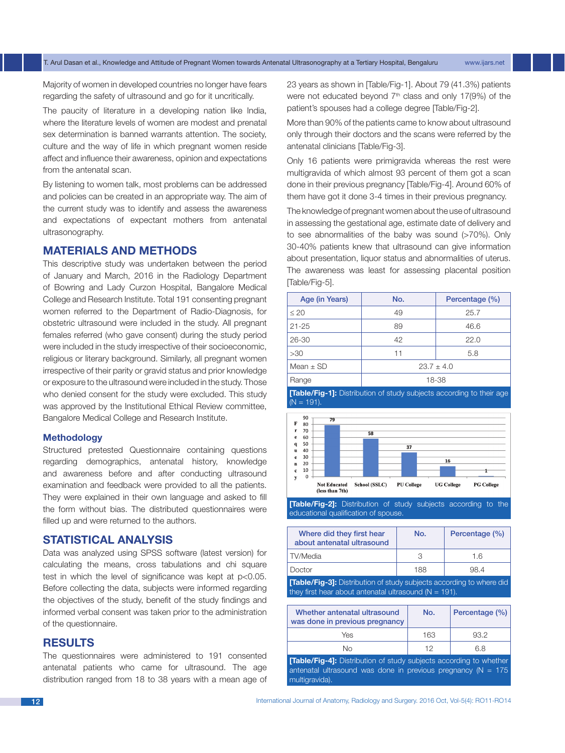Majority of women in developed countries no longer have fears regarding the safety of ultrasound and go for it uncritically.

The paucity of literature in a developing nation like India, where the literature levels of women are modest and prenatal sex determination is banned warrants attention. The society, culture and the way of life in which pregnant women reside affect and influence their awareness, opinion and expectations from the antenatal scan.

By listening to women talk, most problems can be addressed and policies can be created in an appropriate way. The aim of the current study was to identify and assess the awareness and expectations of expectant mothers from antenatal ultrasonography.

## MATERIALS AND METHODS

This descriptive study was undertaken between the period of January and March, 2016 in the Radiology Department of Bowring and Lady Curzon Hospital, Bangalore Medical College and Research Institute. Total 191 consenting pregnant women referred to the Department of Radio-Diagnosis, for obstetric ultrasound were included in the study. All pregnant females referred (who gave consent) during the study period were included in the study irrespective of their socioeconomic, religious or literary background. Similarly, all pregnant women irrespective of their parity or gravid status and prior knowledge or exposure to the ultrasound were included in the study. Those who denied consent for the study were excluded. This study was approved by the Institutional Ethical Review committee, Bangalore Medical College and Research Institute.

### Methodology

Structured pretested Questionnaire containing questions regarding demographics, antenatal history, knowledge and awareness before and after conducting ultrasound examination and feedback were provided to all the patients. They were explained in their own language and asked to fill the form without bias. The distributed questionnaires were filled up and were returned to the authors.

## STATISTICAL ANALYSIS

Data was analyzed using SPSS software (latest version) for calculating the means, cross tabulations and chi square test in which the level of significance was kept at $p<0.05$. Before collecting the data, subjects were informed regarding the objectives of the study, benefit of the study findings and informed verbal consent was taken prior to the administration of the questionnaire.

## RESULTS

The questionnaires were administered to 191 consented antenatal patients who came for ultrasound. The age distribution ranged from 18 to 38 years with a mean age of 23 years as shown in [Table/Fig-1]. About 79 (41.3%) patients were not educated beyond 7th class and only 17(9%) of the patient's spouses had a college degree [Table/Fig-2].

More than 90% of the patients came to know about ultrasound only through their doctors and the scans were referred by the antenatal clinicians [Table/Fig-3].

Only 16 patients were primigravida whereas the rest were multigravida of which almost 93 percent of them got a scan done in their previous pregnancy [Table/Fig-4]. Around 60% of them have got it done 3-4 times in their previous pregnancy.

The knowledge of pregnant women about the use of ultrasound in assessing the gestational age, estimate date of delivery and to see abnormalities of the baby was sound (>70%). Only 30-40% patients knew that ultrasound can give information about presentation, liquor status and abnormalities of uterus. The awareness was least for assessing placental position [Table/Fig-5].

| Age (in Years) | No. | Percentage (%) |
|---|---|---|
| ≤ 20 | 49 | 25.7 |
| 21-25 | 89 | 46.6 |
| 26-30 | 42 | 22.0 |
| >30 | 11 | 5.8 |
| Mean ± SD | 23.7 ± 4.0 | |
| Range | 18-38 | |

**[Table/Fig-1]:** Distribution of study subjects according to their age (N = 191).

| Educational qualification of spouse | Frequency |
|---|---|
| Not Educated (less than 7th) | 79 |
| School (SSLC) | 58 |
| PU College | 37 |
| UG College | 16 |
| PG College | 1 |

**[Table/Fig-2]:** Distribution of study subjects according to the educational qualification of spouse.

| Where did they first hear about antenatal ultrasound | No. | Percentage (%) |
|---|---|---|
| TV/Media | 3 | 1.6 |
| Doctor | 188 | 98.4 |

**[Table/Fig-3]:** Distribution of study subjects according to where did they first hear about antenatal ultrasound (N = 191).

| Whether antenatal ultrasound was done in previous pregnancy | No. | Percentage (%) |
|---|---|---|
| Yes | 163 | 93.2 |
| No | 12 | 6.8 |

**[Table/Fig-4]:** Distribution of study subjects according to whether antenatal ultrasound was done in previous pregnancy (N = 175 multigravida).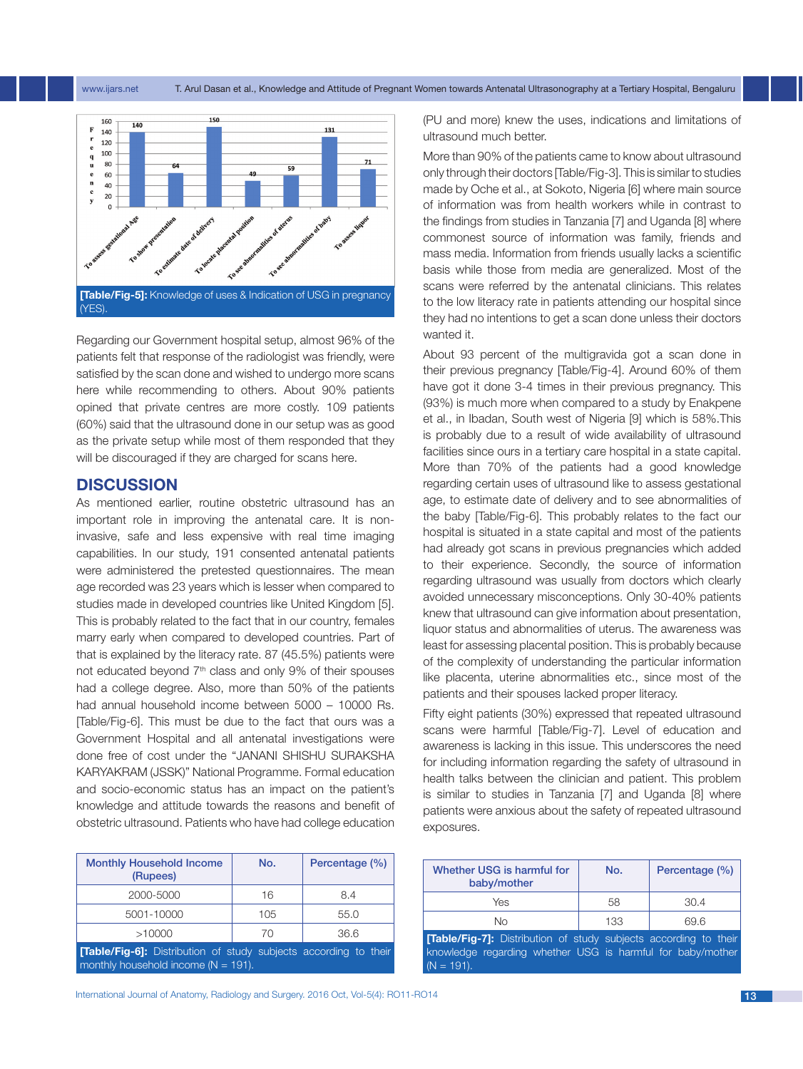[Table/Fig-5]: Knowledge of uses & Indication of USG in pregnancy (YES).

Regarding our Government hospital setup, almost 96% of the patients felt that response of the radiologist was friendly, were satisfied by the scan done and wished to undergo more scans here while recommending to others. About 90% patients opined that private centres are more costly. 109 patients (60%) said that the ultrasound done in our setup was as good as the private setup while most of them responded that they will be discouraged if they are charged for scans here.

## DISCUSSION

As mentioned earlier, routine obstetric ultrasound has an important role in improving the antenatal care. It is non-invasive, safe and less expensive with real time imaging capabilities. In our study, 191 consented antenatal patients were administered the pretested questionnaires. The mean age recorded was 23 years which is lesser when compared to studies made in developed countries like United Kingdom [5]. This is probably related to the fact that in our country, females marry early when compared to developed countries. Part of that is explained by the literacy rate. 87 (45.5%) patients were not educated beyond 7th class and only 9% of their spouses had a college degree. Also, more than 50% of the patients had annual household income between 5000 – 10000 Rs. [Table/Fig-6]. This must be due to the fact that ours was a Government Hospital and all antenatal investigations were done free of cost under the "JANANI SHISHU SURAKSHA KARYAKRAM (JSSK)" National Programme. Formal education and socio-economic status has an impact on the patient's knowledge and attitude towards the reasons and benefit of obstetric ultrasound. Patients who have had college education (PU and more) knew the uses, indications and limitations of ultrasound much better.

More than 90% of the patients came to know about ultrasound only through their doctors [Table/Fig-3]. This is similar to studies made by Oche et al., at Sokoto, Nigeria [6] where main source of information was from health workers while in contrast to the findings from studies in Tanzania [7] and Uganda [8] where commonest source of information was family, friends and mass media. Information from friends usually lacks a scientific basis while those from media are generalized. Most of the scans were referred by the antenatal clinicians. This relates to the low literacy rate in patients attending our hospital since they had no intentions to get a scan done unless their doctors wanted it.

About 93 percent of the multigravida got a scan done in their previous pregnancy [Table/Fig-4]. Around 60% of them have got it done 3-4 times in their previous pregnancy. This (93%) is much more when compared to a study by Enakpene et al., in Ibadan, South west of Nigeria [9] which is 58%.This is probably due to a result of wide availability of ultrasound facilities since ours in a tertiary care hospital in a state capital. More than 70% of the patients had a good knowledge regarding certain uses of ultrasound like to assess gestational age, to estimate date of delivery and to see abnormalities of the baby [Table/Fig-6]. This probably relates to the fact our hospital is situated in a state capital and most of the patients had already got scans in previous pregnancies which added to their experience. Secondly, the source of information regarding ultrasound was usually from doctors which clearly avoided unnecessary misconceptions. Only 30-40% patients knew that ultrasound can give information about presentation, liquor status and abnormalities of uterus. The awareness was least for assessing placental position. This is probably because of the complexity of understanding the particular information like placenta, uterine abnormalities etc., since most of the patients and their spouses lacked proper literacy.

Fifty eight patients (30%) expressed that repeated ultrasound scans were harmful [Table/Fig-7]. Level of education and awareness is lacking in this issue. This underscores the need for including information regarding the safety of ultrasound in health talks between the clinician and patient. This problem is similar to studies in Tanzania [7] and Uganda [8] where patients were anxious about the safety of repeated ultrasound exposures.

| Monthly Household Income (Rupees) | No. | Percentage (%) |
|---|---|---|
| 2000-5000 | 16 | 8.4 |
| 5001-10000 | 105 | 55.0 |
| >10000 | 70 | 36.6 |

[Table/Fig-6]: Distribution of study subjects according to their monthly household income (N = 191).

| Whether USG is harmful for baby/mother | No. | Percentage (%) |
|---|---|---|
| Yes | 58 | 30.4 |
| No | 133 | 69.6 |

[Table/Fig-7]: Distribution of study subjects according to their knowledge regarding whether USG is harmful for baby/mother (N = 191).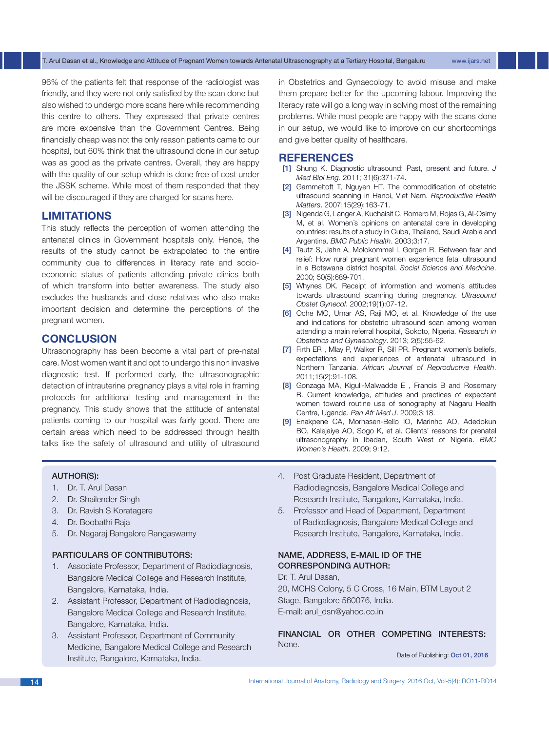96% of the patients felt that response of the radiologist was friendly, and they were not only satisfied by the scan done but also wished to undergo more scans here while recommending this centre to others. They expressed that private centres are more expensive than the Government Centres. Being financially cheap was not the only reason patients came to our hospital, but 60% think that the ultrasound done in our setup was as good as the private centres. Overall, they are happy with the quality of our setup which is done free of cost under the JSSK scheme. While most of them responded that they will be discouraged if they are charged for scans here.

## LIMITATIONS

This study reflects the perception of women attending the antenatal clinics in Government hospitals only. Hence, the results of the study cannot be extrapolated to the entire community due to differences in literacy rate and socio-economic status of patients attending private clinics both of which transform into better awareness. The study also excludes the husbands and close relatives who also make important decision and determine the perceptions of the pregnant women.

## CONCLUSION

Ultrasonography has been become a vital part of pre-natal care. Most women want it and opt to undergo this non invasive diagnostic test. If performed early, the ultrasonographic detection of intrauterine pregnancy plays a vital role in framing protocols for additional testing and management in the pregnancy. This study shows that the attitude of antenatal patients coming to our hospital was fairly good. There are certain areas which need to be addressed through health talks like the safety of ultrasound and utility of ultrasound in Obstetrics and Gynaecology to avoid misuse and make them prepare better for the upcoming labour. Improving the literacy rate will go a long way in solving most of the remaining problems. While most people are happy with the scans done in our setup, we would like to improve on our shortcomings and give better quality of healthcare.

## REFERENCES

[1] Shung K. Diagnostic ultrasound: Past, present and future. *J Med Biol Eng.* 2011; 31(6):371-74.

[2] Gammeltoft T, Nguyen HT. The commodification of obstetric ultrasound scanning in Hanoi, Viet Nam. *Reproductive Health Matters*. 2007;15(29):163-71.

[3] Nigenda G, Langer A, Kuchaisit C, Romero M, Rojas G, Al-Osimy M, et al. Women´s opinions on antenatal care in developing countries: results of a study in Cuba, Thailand, Saudi Arabia and Argentina. *BMC Public Health*. 2003;3:17.

[4] Tautz S, Jahn A, Molokommel I, Gorgen R. Between fear and relief: How rural pregnant women experience fetal ultrasound in a Botswana district hospital. *Social Science and Medicine*. 2000; 50(5):689-701.

[5] Whynes DK. Receipt of information and women's attitudes towards ultrasound scanning during pregnancy. *Ultrasound Obstet Gynecol*. 2002;19(1):07-12.

[6] Oche MO, Umar AS, Raji MO, et al. Knowledge of the use and indications for obstetric ultrasound scan among women attending a main referral hospital, Sokoto, Nigeria. *Research in Obstetrics and Gynaecology*. 2013; 2(5):55-62.

[7] Firth ER , Mlay P, Walker R, Sill PR. Pregnant women's beliefs, expectations and experiences of antenatal ultrasound in Northern Tanzania. *African Journal of Reproductive Health*. 2011;15(2):91-108.

[8] Gonzaga MA, Kiguli-Malwadde E , Francis B and Rosemary B. Current knowledge, attitudes and practices of expectant women toward routine use of sonography at Nagaru Health Centra, Uganda. *Pan Afr Med J*. 2009;3:18.

[9] Enakpene CA, Morhasen-Bello IO, Marinho AO, Adedokun BO, Kalejaiye AO, Sogo K, et al. Clients' reasons for prenatal ultrasonography in Ibadan, South West of Nigeria. *BMC Women's Health*. 2009; 9:12.

---

**AUTHOR(S):**

1. Dr. T. Arul Dasan
2. Dr. Shailender Singh
3. Dr. Ravish S Koratagere
4. Dr. Boobathi Raja
5. Dr. Nagaraj Bangalore Rangaswamy

**PARTICULARS OF CONTRIBUTORS:**

1. Associate Professor, Department of Radiodiagnosis, Bangalore Medical College and Research Institute, Bangalore, Karnataka, India.
2. Assistant Professor, Department of Radiodiagnosis, Bangalore Medical College and Research Institute, Bangalore, Karnataka, India.
3. Assistant Professor, Department of Community Medicine, Bangalore Medical College and Research Institute, Bangalore, Karnataka, India.
4. Post Graduate Resident, Department of Radiodiagnosis, Bangalore Medical College and Research Institute, Bangalore, Karnataka, India.
5. Professor and Head of Department, Department of Radiodiagnosis, Bangalore Medical College and Research Institute, Bangalore, Karnataka, India.

**NAME, ADDRESS, E-MAIL ID OF THE CORRESPONDING AUTHOR:**

Dr. T. Arul Dasan,
20, MCHS Colony, 5 C Cross, 16 Main, BTM Layout 2 Stage, Bangalore 560076, India.
E-mail: arul_dsn@yahoo.co.in

**FINANCIAL OR OTHER COMPETING INTERESTS:** None.

Date of Publishing: **Oct 01, 2016**